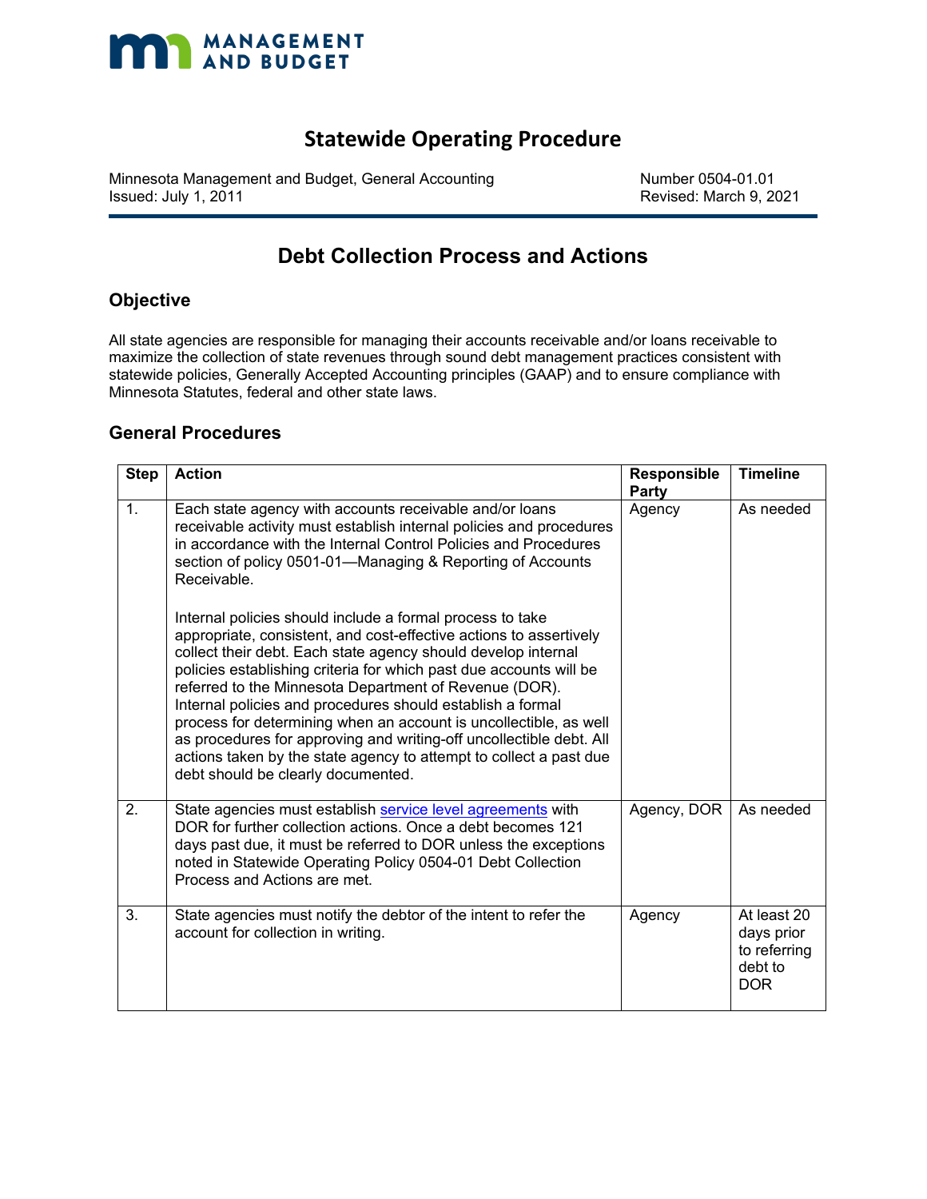MANAGEMENT AND BUDGET

# Statewide Operating Procedure

Minnesota Management and Budget, General Accounting
Issued: July 1, 2011

Number 0504-01.01
Revised: March 9, 2021

## Debt Collection Process and Actions

### Objective

All state agencies are responsible for managing their accounts receivable and/or loans receivable to maximize the collection of state revenues through sound debt management practices consistent with statewide policies, Generally Accepted Accounting principles (GAAP) and to ensure compliance with Minnesota Statutes, federal and other state laws.

### General Procedures

| Step | Action | Responsible Party | Timeline |
| --- | --- | --- | --- |
| 1. | Each state agency with accounts receivable and/or loans receivable activity must establish internal policies and procedures in accordance with the Internal Control Policies and Procedures section of policy 0501-01—Managing & Reporting of Accounts Receivable.<br><br>Internal policies should include a formal process to take appropriate, consistent, and cost-effective actions to assertively collect their debt. Each state agency should develop internal policies establishing criteria for which past due accounts will be referred to the Minnesota Department of Revenue (DOR). Internal policies and procedures should establish a formal process for determining when an account is uncollectible, as well as procedures for approving and writing-off uncollectible debt. All actions taken by the state agency to attempt to collect a past due debt should be clearly documented. | Agency | As needed |
| 2. | State agencies must establish service level agreements with DOR for further collection actions. Once a debt becomes 121 days past due, it must be referred to DOR unless the exceptions noted in Statewide Operating Policy 0504-01 Debt Collection Process and Actions are met. | Agency, DOR | As needed |
| 3. | State agencies must notify the debtor of the intent to refer the account for collection in writing. | Agency | At least 20 days prior to referring debt to DOR |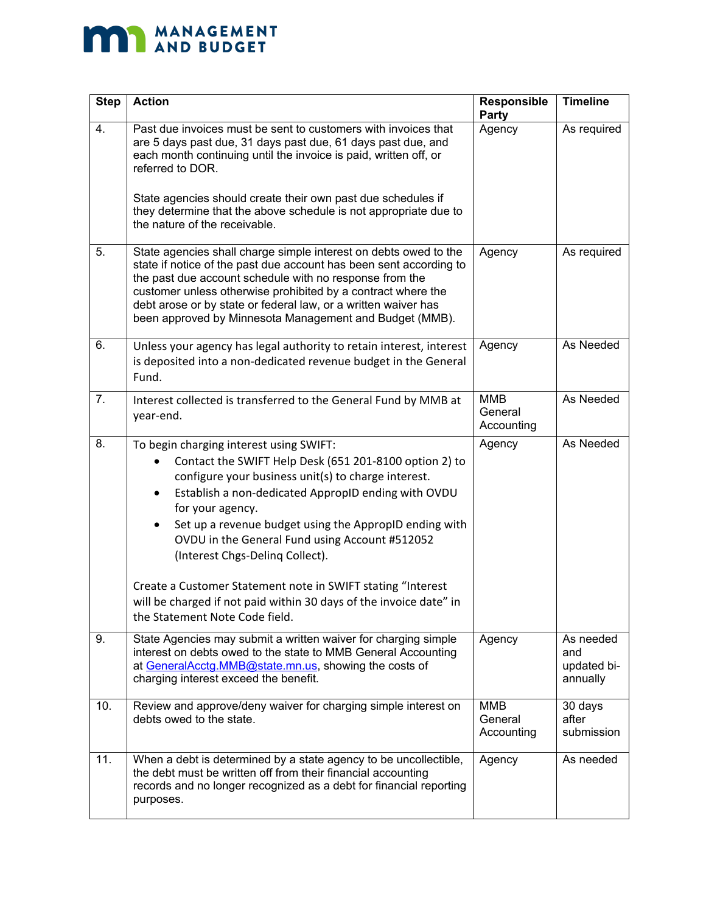| Step | Action | Responsible Party | Timeline |
|---|---|---|---|
| 4. | Past due invoices must be sent to customers with invoices that are 5 days past due, 31 days past due, 61 days past due, and each month continuing until the invoice is paid, written off, or referred to DOR.<br><br>State agencies should create their own past due schedules if they determine that the above schedule is not appropriate due to the nature of the receivable. | Agency | As required |
| 5. | State agencies shall charge simple interest on debts owed to the state if notice of the past due account has been sent according to the past due account schedule with no response from the customer unless otherwise prohibited by a contract where the debt arose or by state or federal law, or a written waiver has been approved by Minnesota Management and Budget (MMB). | Agency | As required |
| 6. | Unless your agency has legal authority to retain interest, interest is deposited into a non-dedicated revenue budget in the General Fund. | Agency | As Needed |
| 7. | Interest collected is transferred to the General Fund by MMB at year-end. | MMB General Accounting | As Needed |
| 8. | To begin charging interest using SWIFT:<br>• Contact the SWIFT Help Desk (651 201-8100 option 2) to configure your business unit(s) to charge interest.<br>• Establish a non-dedicated AppropID ending with OVDU for your agency.<br>• Set up a revenue budget using the AppropID ending with OVDU in the General Fund using Account #512052 (Interest Chgs-Delinq Collect).<br><br>Create a Customer Statement note in SWIFT stating "Interest will be charged if not paid within 30 days of the invoice date" in the Statement Note Code field. | Agency | As Needed |
| 9. | State Agencies may submit a written waiver for charging simple interest on debts owed to the state to MMB General Accounting at GeneralAcctg.MMB@state.mn.us, showing the costs of charging interest exceed the benefit. | Agency | As needed and updated bi-annually |
| 10. | Review and approve/deny waiver for charging simple interest on debts owed to the state. | MMB General Accounting | 30 days after submission |
| 11. | When a debt is determined by a state agency to be uncollectible, the debt must be written off from their financial accounting records and no longer recognized as a debt for financial reporting purposes. | Agency | As needed |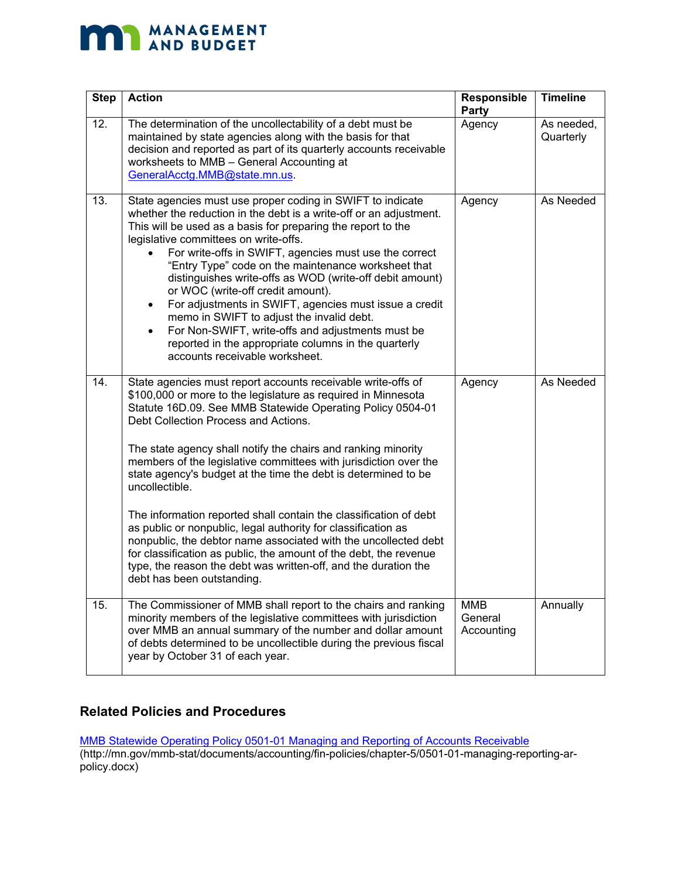| Step | Action | Responsible Party | Timeline |
|---|---|---|---|
| 12. | The determination of the uncollectability of a debt must be maintained by state agencies along with the basis for that decision and reported as part of its quarterly accounts receivable worksheets to MMB – General Accounting at [GeneralAcctg.MMB@state.mn.us](mailto:GeneralAcctg.MMB@state.mn.us). | Agency | As needed, Quarterly |
| 13. | State agencies must use proper coding in SWIFT to indicate whether the reduction in the debt is a write-off or an adjustment. This will be used as a basis for preparing the report to the legislative committees on write-offs.<br>• For write-offs in SWIFT, agencies must use the correct "Entry Type" code on the maintenance worksheet that distinguishes write-offs as WOD (write-off debit amount) or WOC (write-off credit amount).<br>• For adjustments in SWIFT, agencies must issue a credit memo in SWIFT to adjust the invalid debt.<br>• For Non-SWIFT, write-offs and adjustments must be reported in the appropriate columns in the quarterly accounts receivable worksheet. | Agency | As Needed |
| 14. | State agencies must report accounts receivable write-offs of $100,000 or more to the legislature as required in Minnesota Statute 16D.09. See MMB Statewide Operating Policy 0504-01 Debt Collection Process and Actions.<br><br>The state agency shall notify the chairs and ranking minority members of the legislative committees with jurisdiction over the state agency's budget at the time the debt is determined to be uncollectible.<br><br>The information reported shall contain the classification of debt as public or nonpublic, legal authority for classification as nonpublic, the debtor name associated with the uncollected debt for classification as public, the amount of the debt, the revenue type, the reason the debt was written-off, and the duration the debt has been outstanding. | Agency | As Needed |
| 15. | The Commissioner of MMB shall report to the chairs and ranking minority members of the legislative committees with jurisdiction over MMB an annual summary of the number and dollar amount of debts determined to be uncollectible during the previous fiscal year by October 31 of each year. | MMB General Accounting | Annually |

## Related Policies and Procedures

[MMB Statewide Operating Policy 0501-01 Managing and Reporting of Accounts Receivable](http://mn.gov/mmb-stat/documents/accounting/fin-policies/chapter-5/0501-01-managing-reporting-ar-policy.docx)
(http://mn.gov/mmb-stat/documents/accounting/fin-policies/chapter-5/0501-01-managing-reporting-ar-policy.docx)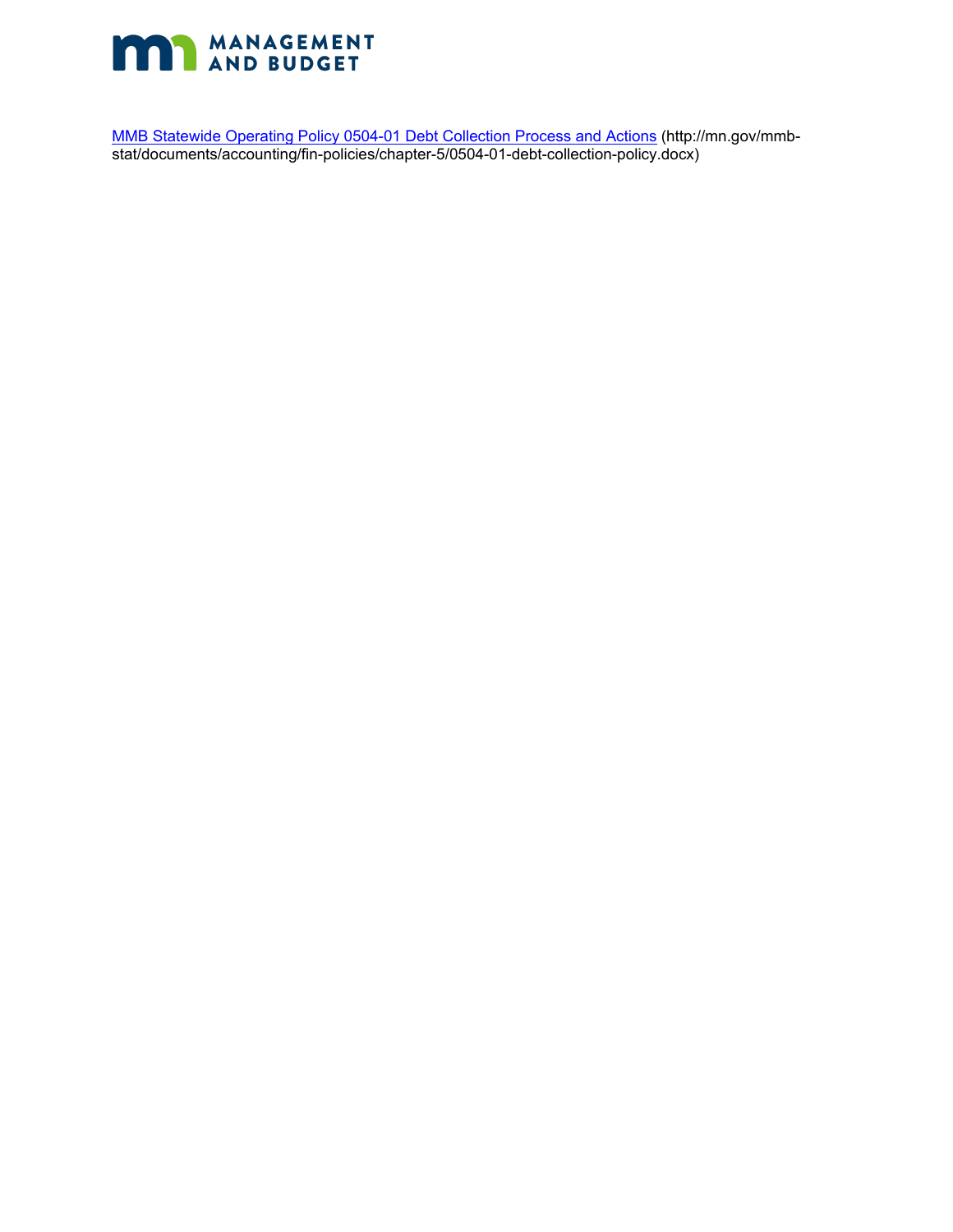MMB Statewide Operating Policy 0504-01 Debt Collection Process and Actions (http://mn.gov/mmb-stat/documents/accounting/fin-policies/chapter-5/0504-01-debt-collection-policy.docx)